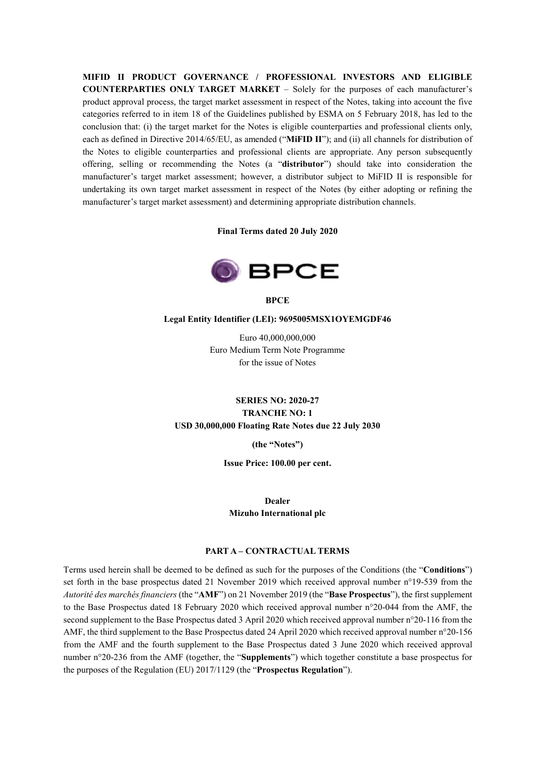**MIFID II PRODUCT GOVERNANCE / PROFESSIONAL INVESTORS AND ELIGIBLE COUNTERPARTIES ONLY TARGET MARKET** – Solely for the purposes of each manufacturer's product approval process, the target market assessment in respect of the Notes, taking into account the five categories referred to in item 18 of the Guidelines published by ESMA on 5 February 2018, has led to the conclusion that: (i) the target market for the Notes is eligible counterparties and professional clients only, each as defined in Directive 2014/65/EU, as amended ("**MiFID II**"); and (ii) all channels for distribution of the Notes to eligible counterparties and professional clients are appropriate. Any person subsequently offering, selling or recommending the Notes (a "**distributor**") should take into consideration the manufacturer's target market assessment; however, a distributor subject to MiFID II is responsible for undertaking its own target market assessment in respect of the Notes (by either adopting or refining the manufacturer's target market assessment) and determining appropriate distribution channels.

**Final Terms dated 20 July 2020**

BPCE

**BPCE**

**Legal Entity Identifier (LEI): 9695005MSX1OYEMGDF46**

Euro 40,000,000,000
Euro Medium Term Note Programme
for the issue of Notes

**SERIES NO: 2020-27**
**TRANCHE NO: 1**
**USD 30,000,000 Floating Rate Notes due 22 July 2030**

**(the "Notes")**

**Issue Price: 100.00 per cent.**

**Dealer**
**Mizuho International plc**

## PART A – CONTRACTUAL TERMS

Terms used herein shall be deemed to be defined as such for the purposes of the Conditions (the "**Conditions**") set forth in the base prospectus dated 21 November 2019 which received approval number n°19-539 from the *Autorité des marchés financiers* (the "**AMF**") on 21 November 2019 (the "**Base Prospectus**"), the first supplement to the Base Prospectus dated 18 February 2020 which received approval number n°20-044 from the AMF, the second supplement to the Base Prospectus dated 3 April 2020 which received approval number n°20-116 from the AMF, the third supplement to the Base Prospectus dated 24 April 2020 which received approval number n°20-156 from the AMF and the fourth supplement to the Base Prospectus dated 3 June 2020 which received approval number n°20-236 from the AMF (together, the "**Supplements**") which together constitute a base prospectus for the purposes of the Regulation (EU) 2017/1129 (the "**Prospectus Regulation**").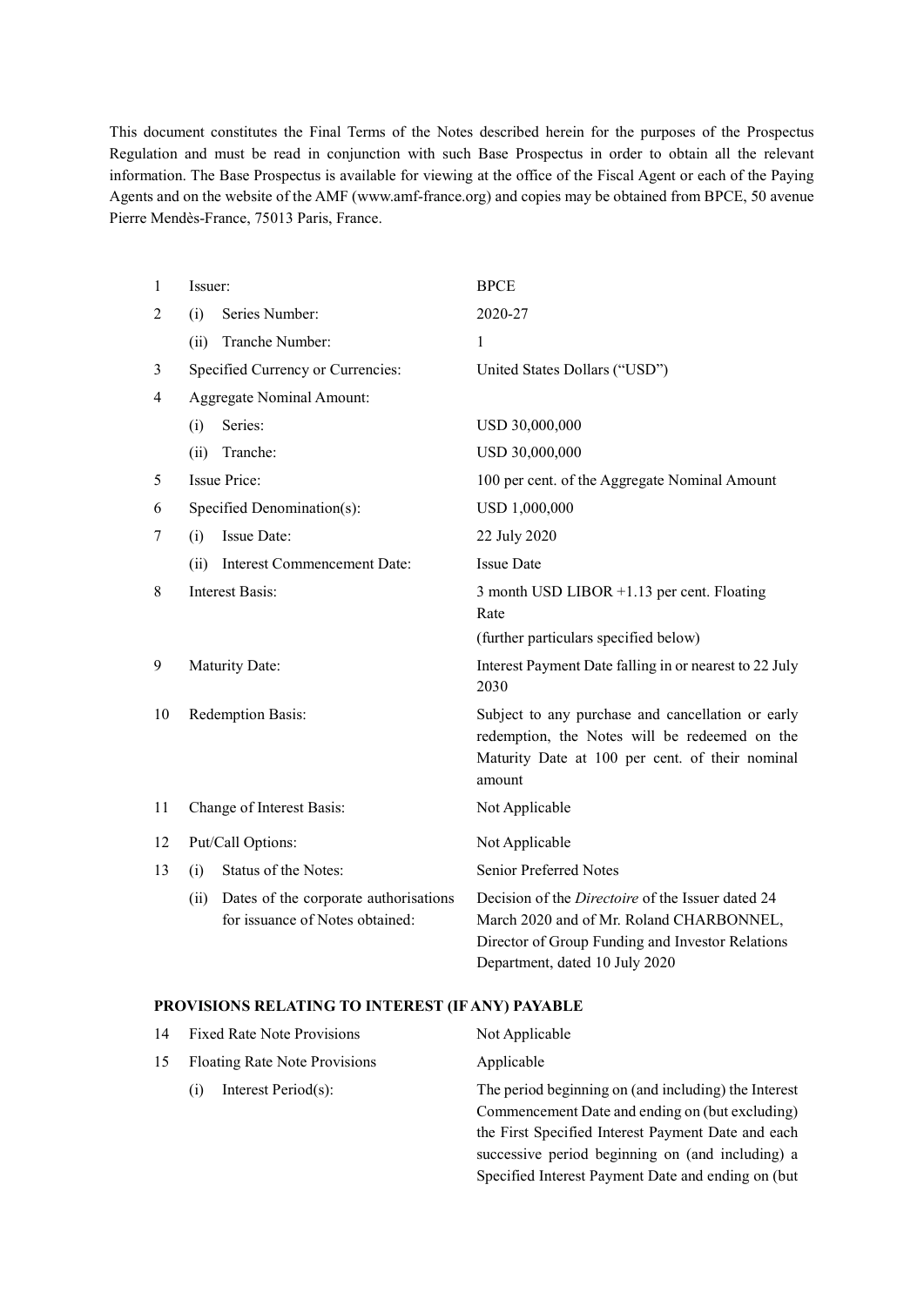This document constitutes the Final Terms of the Notes described herein for the purposes of the Prospectus Regulation and must be read in conjunction with such Base Prospectus in order to obtain all the relevant information. The Base Prospectus is available for viewing at the office of the Fiscal Agent or each of the Paying Agents and on the website of the AMF (www.amf-france.org) and copies may be obtained from BPCE, 50 avenue Pierre Mendès-France, 75013 Paris, France.

| | | |
|---|---|---|
| 1 | Issuer: | BPCE |
| 2 | (i) Series Number: | 2020-27 |
| | (ii) Tranche Number: | 1 |
| 3 | Specified Currency or Currencies: | United States Dollars ("USD") |
| 4 | Aggregate Nominal Amount: | |
| | (i) Series: | USD 30,000,000 |
| | (ii) Tranche: | USD 30,000,000 |
| 5 | Issue Price: | 100 per cent. of the Aggregate Nominal Amount |
| 6 | Specified Denomination(s): | USD 1,000,000 |
| 7 | (i) Issue Date: | 22 July 2020 |
| | (ii) Interest Commencement Date: | Issue Date |
| 8 | Interest Basis: | 3 month USD LIBOR +1.13 per cent. Floating Rate<br>(further particulars specified below) |
| 9 | Maturity Date: | Interest Payment Date falling in or nearest to 22 July 2030 |
| 10 | Redemption Basis: | Subject to any purchase and cancellation or early redemption, the Notes will be redeemed on the Maturity Date at 100 per cent. of their nominal amount |
| 11 | Change of Interest Basis: | Not Applicable |
| 12 | Put/Call Options: | Not Applicable |
| 13 | (i) Status of the Notes: | Senior Preferred Notes |
| | (ii) Dates of the corporate authorisations for issuance of Notes obtained: | Decision of the *Directoire* of the Issuer dated 24 March 2020 and of Mr. Roland CHARBONNEL, Director of Group Funding and Investor Relations Department, dated 10 July 2020 |

**PROVISIONS RELATING TO INTEREST (IF ANY) PAYABLE**

| | | |
|---|---|---|
| 14 | Fixed Rate Note Provisions | Not Applicable |
| 15 | Floating Rate Note Provisions | Applicable |
| | (i) Interest Period(s): | The period beginning on (and including) the Interest Commencement Date and ending on (but excluding) the First Specified Interest Payment Date and each successive period beginning on (and including) a Specified Interest Payment Date and ending on (but |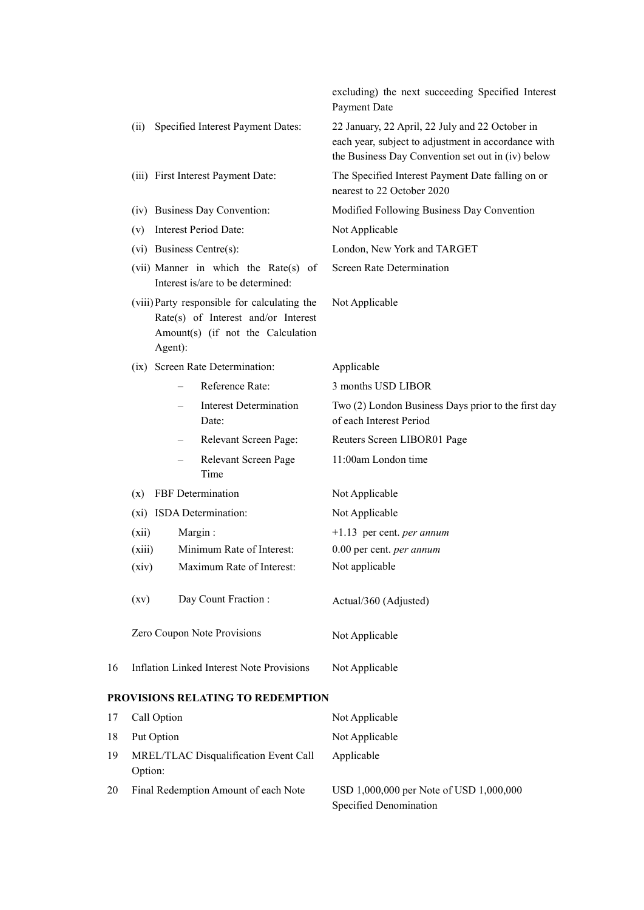| | |
|---|---|
| | excluding) the next succeeding Specified Interest Payment Date |
| (ii) Specified Interest Payment Dates: | 22 January, 22 April, 22 July and 22 October in each year, subject to adjustment in accordance with the Business Day Convention set out in (iv) below |
| (iii) First Interest Payment Date: | The Specified Interest Payment Date falling on or nearest to 22 October 2020 |
| (iv) Business Day Convention: | Modified Following Business Day Convention |
| (v) Interest Period Date: | Not Applicable |
| (vi) Business Centre(s): | London, New York and TARGET |
| (vii) Manner in which the Rate(s) of Interest is/are to be determined: | Screen Rate Determination |
| (viii) Party responsible for calculating the Rate(s) of Interest and/or Interest Amount(s) (if not the Calculation Agent): | Not Applicable |
| (ix) Screen Rate Determination: | Applicable |
| – Reference Rate: | 3 months USD LIBOR |
| – Interest Determination Date: | Two (2) London Business Days prior to the first day of each Interest Period |
| – Relevant Screen Page: | Reuters Screen LIBOR01 Page |
| – Relevant Screen Page Time | 11:00am London time |
| (x) FBF Determination | Not Applicable |
| (xi) ISDA Determination: | Not Applicable |
| (xii) Margin : | +1.13 per cent. *per annum* |
| (xiii) Minimum Rate of Interest: | 0.00 per cent. *per annum* |
| (xiv) Maximum Rate of Interest: | Not applicable |
| (xv) Day Count Fraction : | Actual/360 (Adjusted) |
| Zero Coupon Note Provisions | Not Applicable |
| 16 Inflation Linked Interest Note Provisions | Not Applicable |

**PROVISIONS RELATING TO REDEMPTION**

| | | |
|---|---|---|
| 17 | Call Option | Not Applicable |
| 18 | Put Option | Not Applicable |
| 19 | MREL/TLAC Disqualification Event Call Option: | Applicable |
| 20 | Final Redemption Amount of each Note | USD 1,000,000 per Note of USD 1,000,000 Specified Denomination |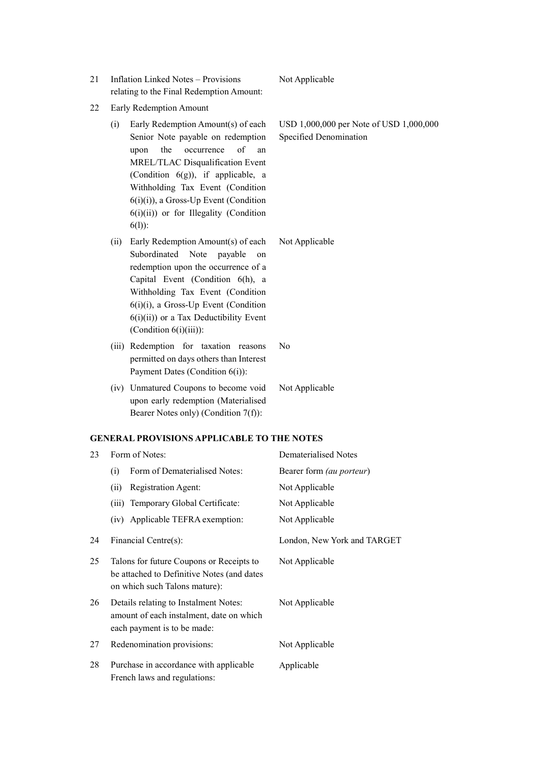| | | |
|---|---|---|
| 21 | Inflation Linked Notes – Provisions relating to the Final Redemption Amount: | Not Applicable |
| 22 | Early Redemption Amount | |
| | (i) Early Redemption Amount(s) of each Senior Note payable on redemption upon the occurrence of an MREL/TLAC Disqualification Event (Condition 6(g)), if applicable, a Withholding Tax Event (Condition 6(i)(i)), a Gross-Up Event (Condition 6(i)(ii)) or for Illegality (Condition 6(l)): | USD 1,000,000 per Note of USD 1,000,000 Specified Denomination |
| | (ii) Early Redemption Amount(s) of each Subordinated Note payable on redemption upon the occurrence of a Capital Event (Condition 6(h), a Withholding Tax Event (Condition 6(i)(i), a Gross-Up Event (Condition 6(i)(ii)) or a Tax Deductibility Event (Condition 6(i)(iii)): | Not Applicable |
| | (iii) Redemption for taxation reasons permitted on days others than Interest Payment Dates (Condition 6(i)): | No |
| | (iv) Unmatured Coupons to become void upon early redemption (Materialised Bearer Notes only) (Condition 7(f)): | Not Applicable |

## GENERAL PROVISIONS APPLICABLE TO THE NOTES

| | | |
|---|---|---|
| 23 | Form of Notes: | Dematerialised Notes |
| | (i) Form of Dematerialised Notes: | Bearer form *(au porteur)* |
| | (ii) Registration Agent: | Not Applicable |
| | (iii) Temporary Global Certificate: | Not Applicable |
| | (iv) Applicable TEFRA exemption: | Not Applicable |
| 24 | Financial Centre(s): | London, New York and TARGET |
| 25 | Talons for future Coupons or Receipts to be attached to Definitive Notes (and dates on which such Talons mature): | Not Applicable |
| 26 | Details relating to Instalment Notes: amount of each instalment, date on which each payment is to be made: | Not Applicable |
| 27 | Redenomination provisions: | Not Applicable |
| 28 | Purchase in accordance with applicable French laws and regulations: | Applicable |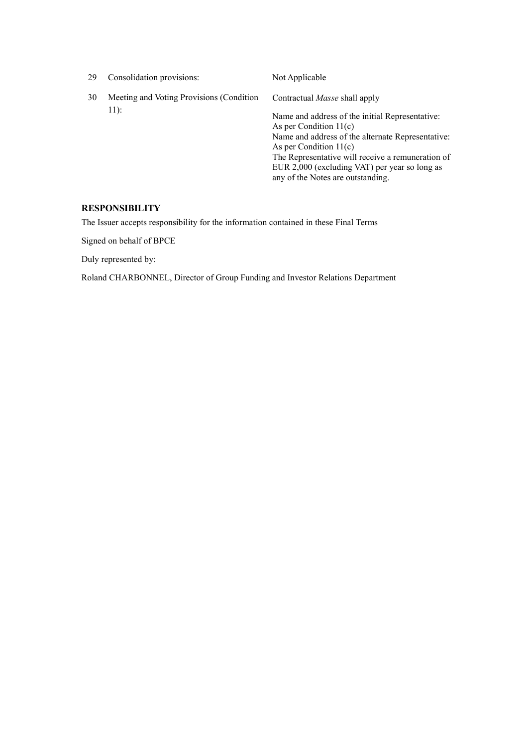| | | |
|---|---|---|
| 29 | Consolidation provisions: | Not Applicable |
| 30 | Meeting and Voting Provisions (Condition 11): | Contractual *Masse* shall apply<br><br>Name and address of the initial Representative: As per Condition 11(c)<br>Name and address of the alternate Representative: As per Condition 11(c)<br>The Representative will receive a remuneration of EUR 2,000 (excluding VAT) per year so long as any of the Notes are outstanding. |

**RESPONSIBILITY**

The Issuer accepts responsibility for the information contained in these Final Terms

Signed on behalf of BPCE

Duly represented by:

Roland CHARBONNEL, Director of Group Funding and Investor Relations Department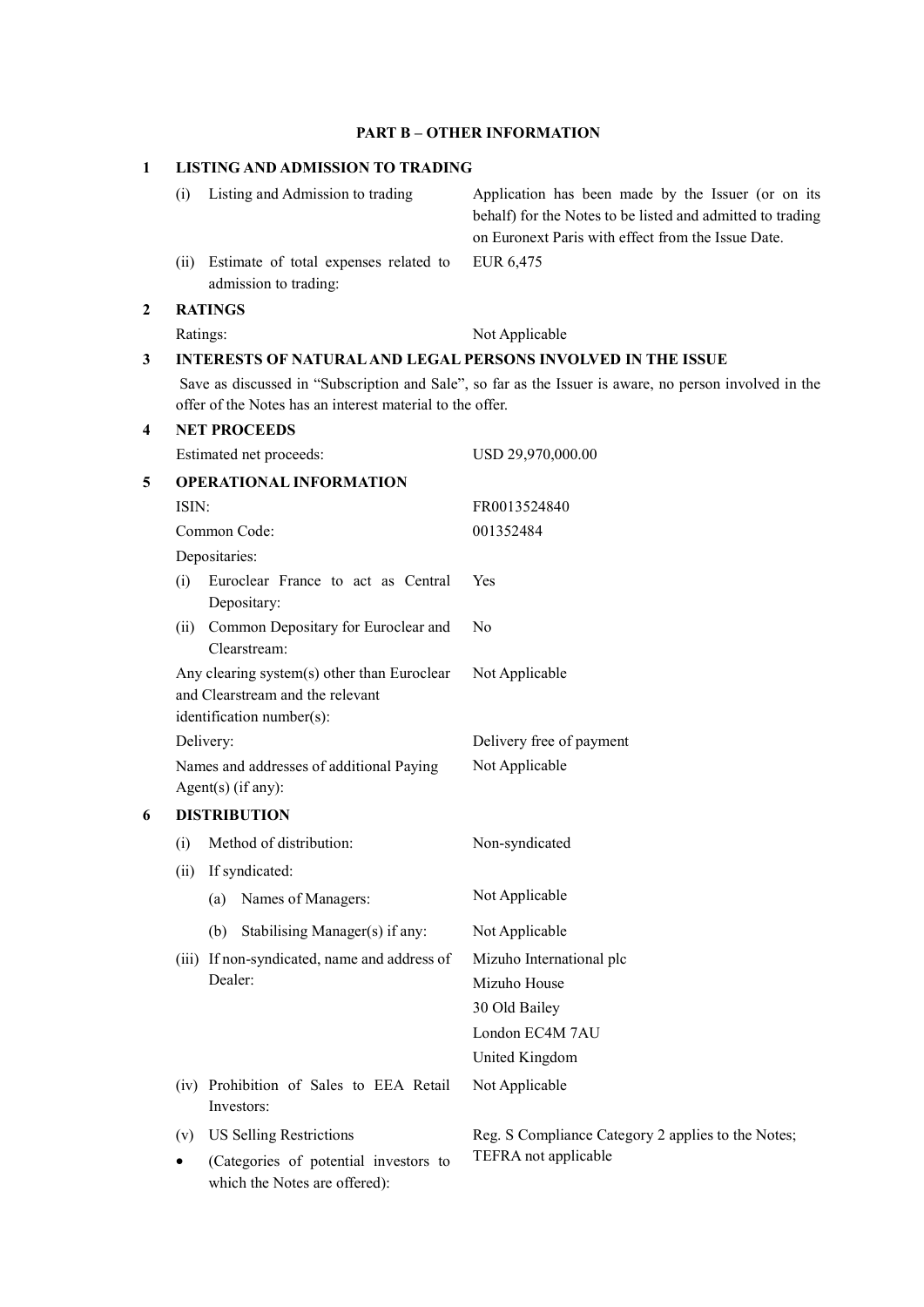## PART B – OTHER INFORMATION

### 1 LISTING AND ADMISSION TO TRADING

| | |
|---|---|
| (i) Listing and Admission to trading | Application has been made by the Issuer (or on its behalf) for the Notes to be listed and admitted to trading on Euronext Paris with effect from the Issue Date. |
| (ii) Estimate of total expenses related to admission to trading: | EUR 6,475 |

### 2 RATINGS

| | |
|---|---|
| Ratings: | Not Applicable |

### 3 INTERESTS OF NATURAL AND LEGAL PERSONS INVOLVED IN THE ISSUE

Save as discussed in "Subscription and Sale", so far as the Issuer is aware, no person involved in the offer of the Notes has an interest material to the offer.

### 4 NET PROCEEDS

| | |
|---|---|
| Estimated net proceeds: | USD 29,970,000.00 |

### 5 OPERATIONAL INFORMATION

| | |
|---|---|
| ISIN: | FR0013524840 |
| Common Code: | 001352484 |
| Depositaries: | |
| (i) Euroclear France to act as Central Depositary: | Yes |
| (ii) Common Depositary for Euroclear and Clearstream: | No |
| Any clearing system(s) other than Euroclear and Clearstream and the relevant identification number(s): | Not Applicable |
| Delivery: | Delivery free of payment |
| Names and addresses of additional Paying Agent(s) (if any): | Not Applicable |

### 6 DISTRIBUTION

| | |
|---|---|
| (i) Method of distribution: | Non-syndicated |
| (ii) If syndicated: | |
| (a) Names of Managers: | Not Applicable |
| (b) Stabilising Manager(s) if any: | Not Applicable |
| (iii) If non-syndicated, name and address of Dealer: | Mizuho International plc<br>Mizuho House<br>30 Old Bailey<br>London EC4M 7AU<br>United Kingdom |
| (iv) Prohibition of Sales to EEA Retail Investors: | Not Applicable |
| (v) US Selling Restrictions<br>• (Categories of potential investors to which the Notes are offered): | Reg. S Compliance Category 2 applies to the Notes; TEFRA not applicable |